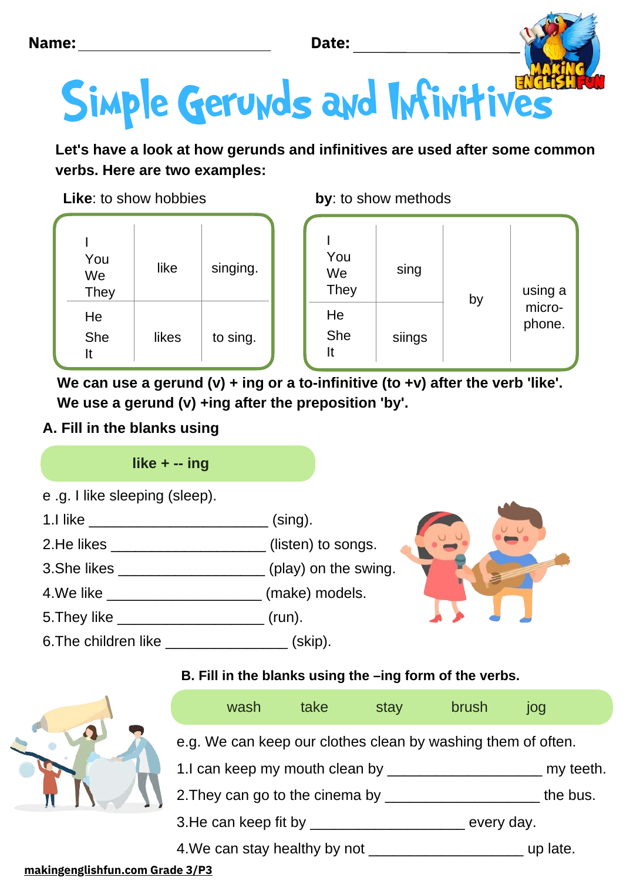Name: ______________________ Date: ____________________

# Simple Gerunds and Infinitives

**Let's have a look at how gerunds and infinitives are used after some common verbs. Here are two examples:**

**Like**: to show hobbies

| | | |
|---|---|---|
| I<br>You<br>We<br>They | like | singing. |
| He<br>She<br>It | likes | to sing. |

**by**: to show methods

| | | | |
|---|---|---|---|
| I<br>You<br>We<br>They | sing | by | using a micro-phone. |
| He<br>She<br>It | siings | | |

**We can use a gerund (v) + ing or a to-infinitive (to +v) after the verb 'like'.**
**We use a gerund (v) +ing after the preposition 'by'.**

## A. Fill in the blanks using

**like + -- ing**

e .g. I like sleeping (sleep).

1.I like ______________________ (sing).

2.He likes ___________________ (listen) to songs.

3.She likes __________________ (play) on the swing.

4.We like ___________________ (make) models.

5.They like __________________ (run).

6.The children like _______________ (skip).

## B. Fill in the blanks using the –ing form of the verbs.

wash take stay brush jog

e.g. We can keep our clothes clean by washing them of often.

1.I can keep my mouth clean by ___________________ my teeth.

2.They can go to the cinema by ___________________ the bus.

3.He can keep fit by ___________________ every day.

4.We can stay healthy by not ___________________ up late.

makingenglishfun.com Grade 3/P3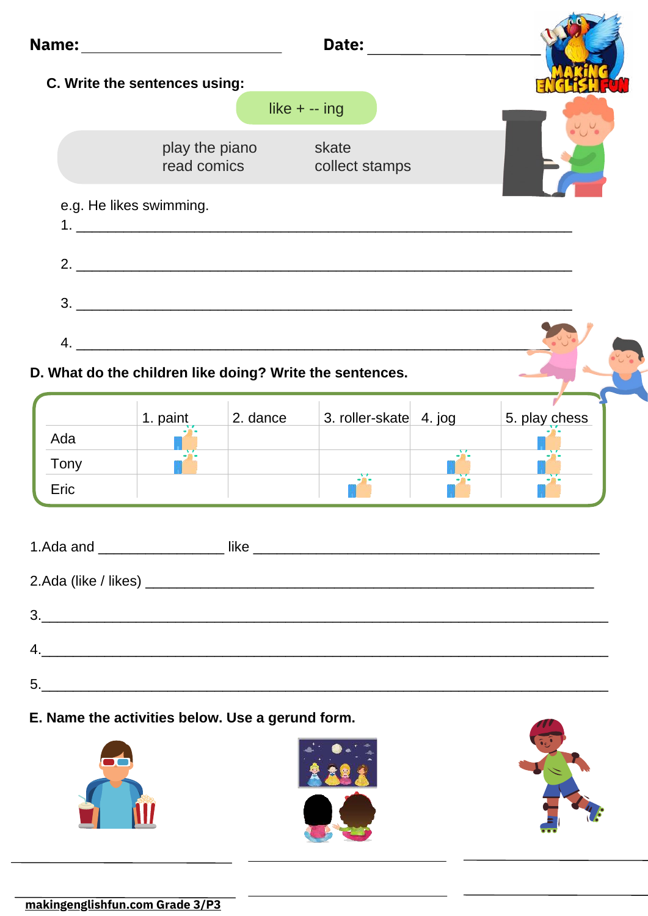**Name:** ______________________ **Date:** ____________________

**C. Write the sentences using:**

like + -- ing

| | |
|---|---|
| play the piano | skate |
| read comics | collect stamps |

e.g. He likes swimming.

1. ____________________________________________________________

2. ____________________________________________________________

3. ____________________________________________________________

4. ____________________________________________________________

**D. What do the children like doing? Write the sentences.**

| | 1. paint | 2. dance | 3. roller-skate | 4. jog | 5. play chess |
|---|---|---|---|---|---|
| Ada | 👍 | | | | 👍 |
| Tony | 👍 | | | 👍 | 👍 |
| Eric | | | 👍 | 👍 | 👍 |

1.Ada and ______________ like ________________________________________

2.Ada (like / likes) ______________________________________________________

3.________________________________________________________________

4.________________________________________________________________

5.________________________________________________________________

**E. Name the activities below. Use a gerund form.**

____________________ ____________________ ____________________

____________________ ____________________ ____________________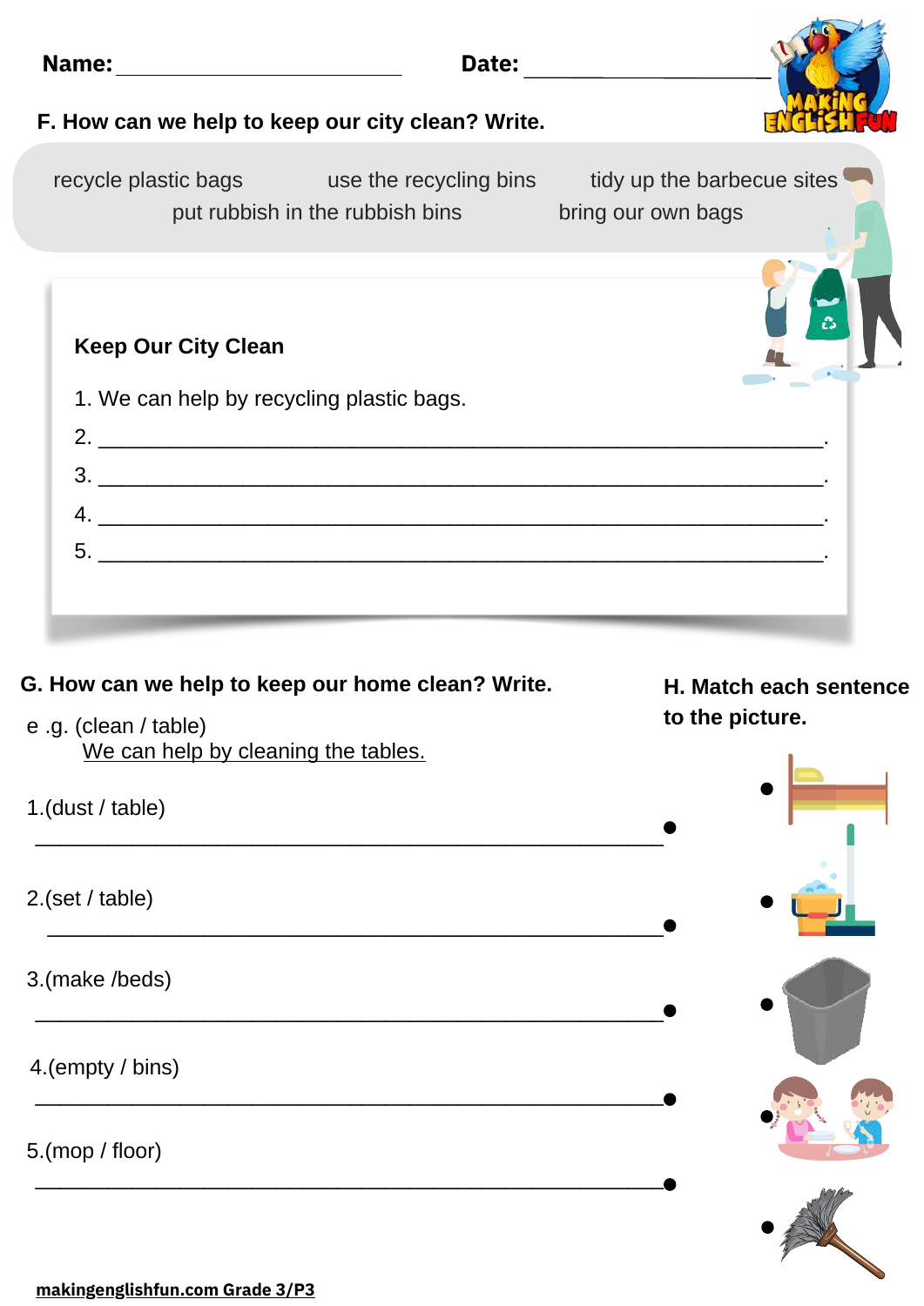Name: ______________________ Date: ____________________

**F. How can we help to keep our city clean? Write.**

recycle plastic bags | use the recycling bins | tidy up the barbecue sites | put rubbish in the rubbish bins | bring our own bags

**Keep Our City Clean**

1. We can help by recycling plastic bags.
2. ______________________________________________.
3. ______________________________________________.
4. ______________________________________________.
5. ______________________________________________.

**G. How can we help to keep our home clean? Write.**

e .g. (clean / table)
We can help by cleaning the tables.

1.(dust / table)
______________________________________________

2.(set / table)
______________________________________________

3.(make /beds)
______________________________________________

4.(empty / bins)
______________________________________________

5.(mop / floor)
______________________________________________

**H. Match each sentence to the picture.**

makingenglishfun.com Grade 3/P3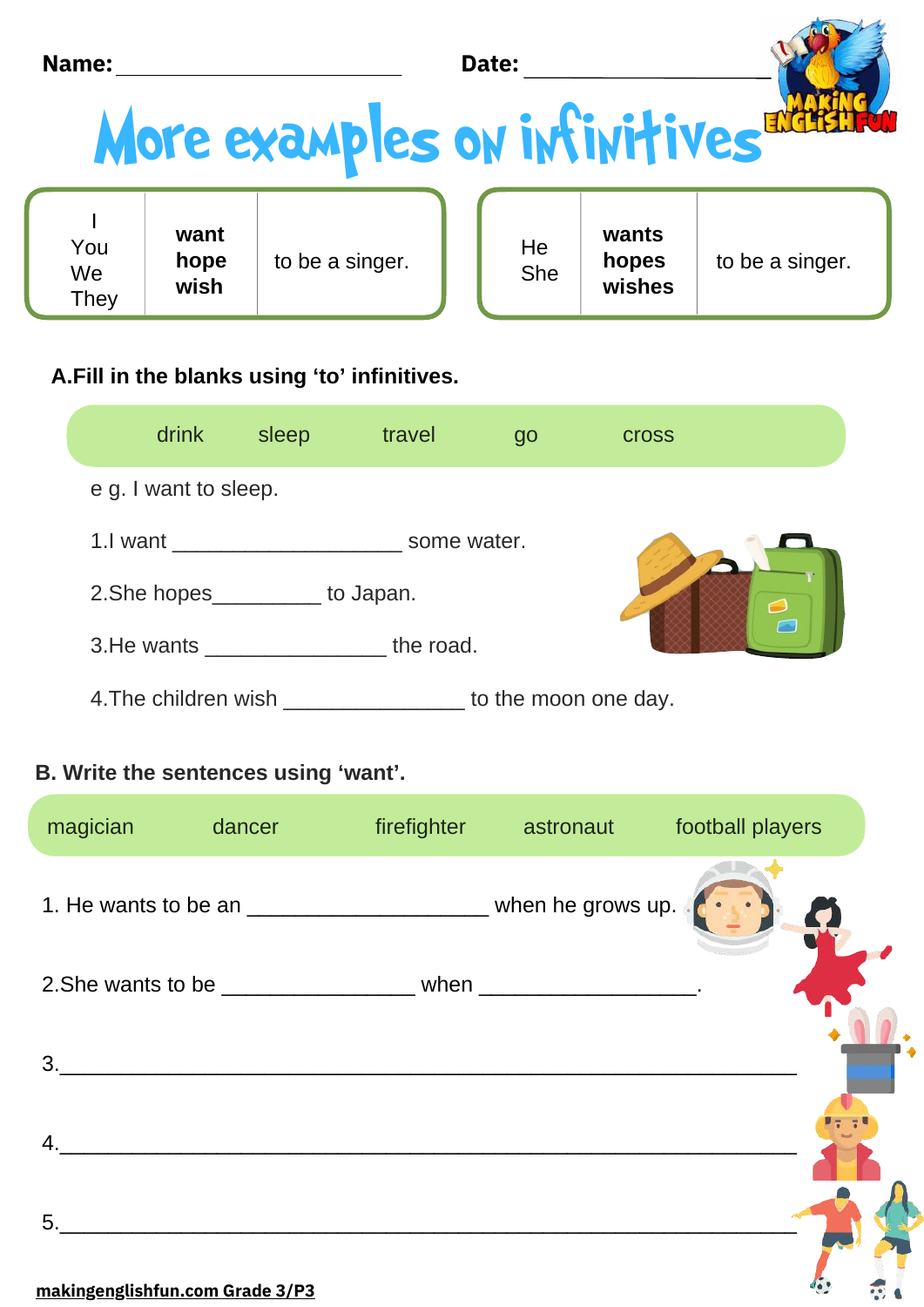Name: ______________________ Date: ____________________

# More examples on infinitives

| I<br>You<br>We<br>They | **want**<br>**hope**<br>**wish** | to be a singer. |
|---|---|---|

| He<br>She | **wants**<br>**hopes**<br>**wishes** | to be a singer. |
|---|---|---|

**A.Fill in the blanks using 'to' infinitives.**

drink    sleep    travel    go    cross

e g. I want to sleep.

1.I want ___________________ some water.

2.She hopes_________ to Japan.

3.He wants _______________ the road.

4.The children wish _______________ to the moon one day.

**B. Write the sentences using 'want'.**

magician    dancer    firefighter    astronaut    football players

1. He wants to be an ____________________ when he grows up.

2.She wants to be ________________ when __________________.

3.____________________________________________________________

4.____________________________________________________________

5.____________________________________________________________

makingenglishfun.com Grade 3/P3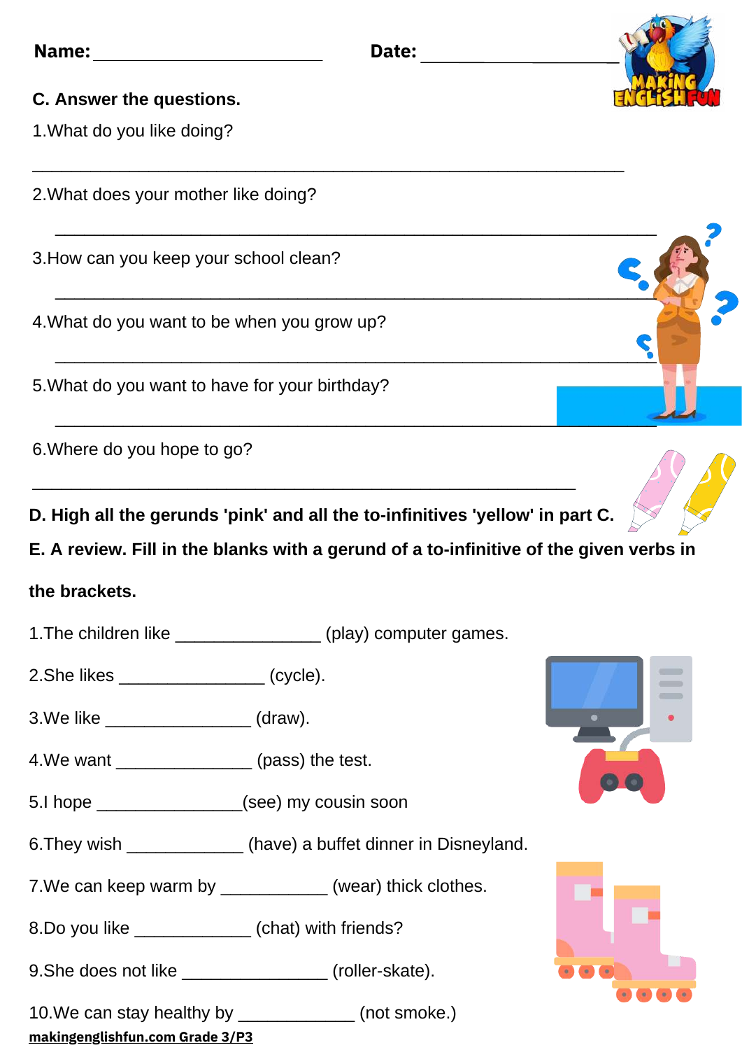**Name:** ______________________ **Date:** ____________________

**C. Answer the questions.**

1.What do you like doing?

____________________________________________________________

2.What does your mother like doing?

____________________________________________________________

3.How can you keep your school clean?

____________________________________________________________

4.What do you want to be when you grow up?

____________________________________________________________

5.What do you want to have for your birthday?

____________________________________________________________

6.Where do you hope to go?

____________________________________________________________

**D. High all the gerunds 'pink' and all the to-infinitives 'yellow' in part C.**

**E. A review. Fill in the blanks with a gerund of a to-infinitive of the given verbs in the brackets.**

1.The children like _______________ (play) computer games.

2.She likes _______________ (cycle).

3.We like _______________ (draw).

4.We want _______________ (pass) the test.

5.I hope _______________(see) my cousin soon

6.They wish ____________ (have) a buffet dinner in Disneyland.

7.We can keep warm by ___________ (wear) thick clothes.

8.Do you like ____________ (chat) with friends?

9.She does not like _______________ (roller-skate).

10.We can stay healthy by ____________ (not smoke.)

**makingenglishfun.com Grade 3/P3**